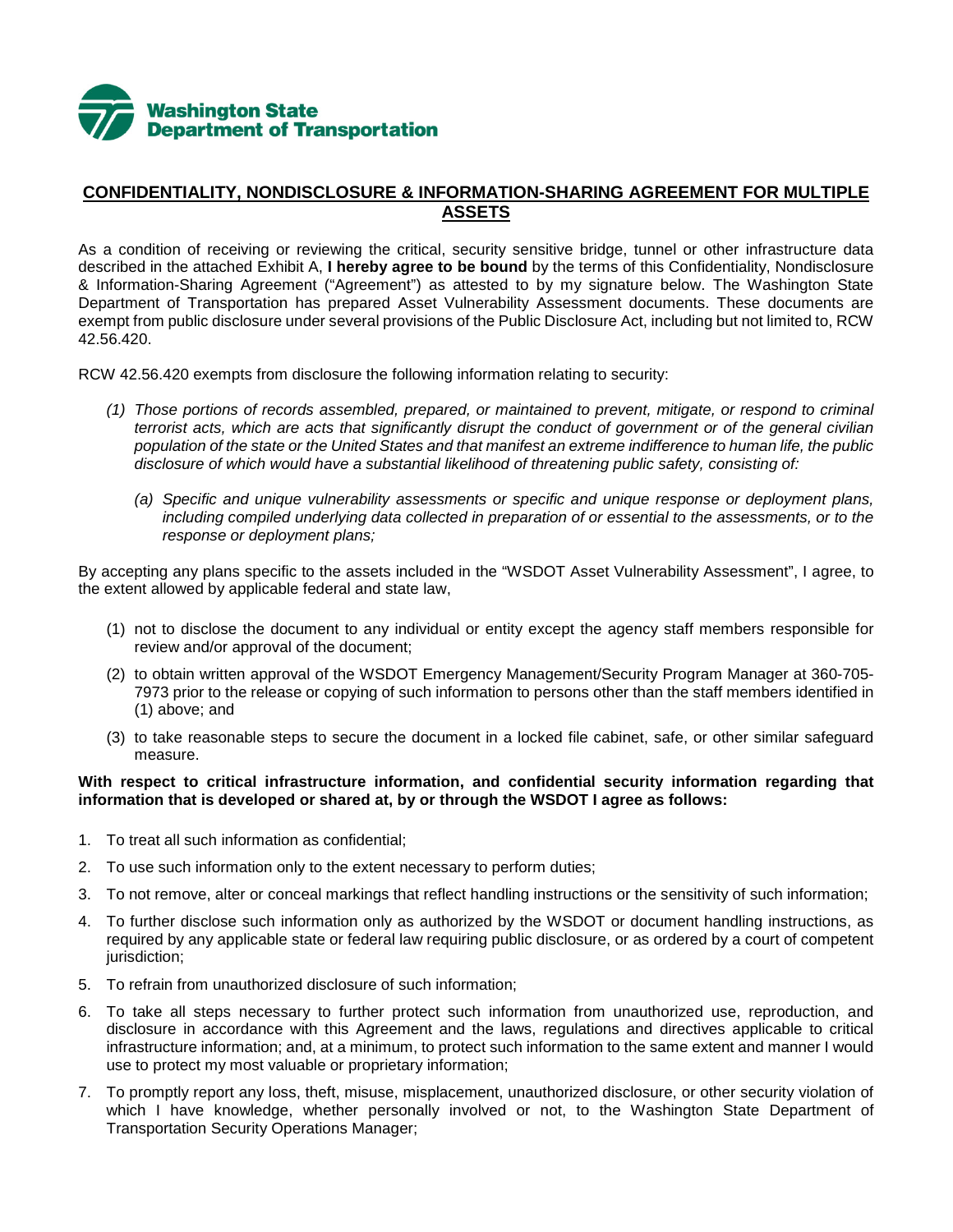Washington State Department of Transportation

## CONFIDENTIALITY, NONDISCLOSURE & INFORMATION-SHARING AGREEMENT FOR MULTIPLE ASSETS

As a condition of receiving or reviewing the critical, security sensitive bridge, tunnel or other infrastructure data described in the attached Exhibit A, **I hereby agree to be bound** by the terms of this Confidentiality, Nondisclosure & Information-Sharing Agreement ("Agreement") as attested to by my signature below. The Washington State Department of Transportation has prepared Asset Vulnerability Assessment documents. These documents are exempt from public disclosure under several provisions of the Public Disclosure Act, including but not limited to, RCW 42.56.420.

RCW 42.56.420 exempts from disclosure the following information relating to security:

> *(1) Those portions of records assembled, prepared, or maintained to prevent, mitigate, or respond to criminal terrorist acts, which are acts that significantly disrupt the conduct of government or of the general civilian population of the state or the United States and that manifest an extreme indifference to human life, the public disclosure of which would have a substantial likelihood of threatening public safety, consisting of:*
>
> > *(a) Specific and unique vulnerability assessments or specific and unique response or deployment plans, including compiled underlying data collected in preparation of or essential to the assessments, or to the response or deployment plans;*

By accepting any plans specific to the assets included in the "WSDOT Asset Vulnerability Assessment", I agree, to the extent allowed by applicable federal and state law,

(1) not to disclose the document to any individual or entity except the agency staff members responsible for review and/or approval of the document;

(2) to obtain written approval of the WSDOT Emergency Management/Security Program Manager at 360-705-7973 prior to the release or copying of such information to persons other than the staff members identified in (1) above; and

(3) to take reasonable steps to secure the document in a locked file cabinet, safe, or other similar safeguard measure.

**With respect to critical infrastructure information, and confidential security information regarding that information that is developed or shared at, by or through the WSDOT I agree as follows:**

1. To treat all such information as confidential;
2. To use such information only to the extent necessary to perform duties;
3. To not remove, alter or conceal markings that reflect handling instructions or the sensitivity of such information;
4. To further disclose such information only as authorized by the WSDOT or document handling instructions, as required by any applicable state or federal law requiring public disclosure, or as ordered by a court of competent jurisdiction;
5. To refrain from unauthorized disclosure of such information;
6. To take all steps necessary to further protect such information from unauthorized use, reproduction, and disclosure in accordance with this Agreement and the laws, regulations and directives applicable to critical infrastructure information; and, at a minimum, to protect such information to the same extent and manner I would use to protect my most valuable or proprietary information;
7. To promptly report any loss, theft, misuse, misplacement, unauthorized disclosure, or other security violation of which I have knowledge, whether personally involved or not, to the Washington State Department of Transportation Security Operations Manager;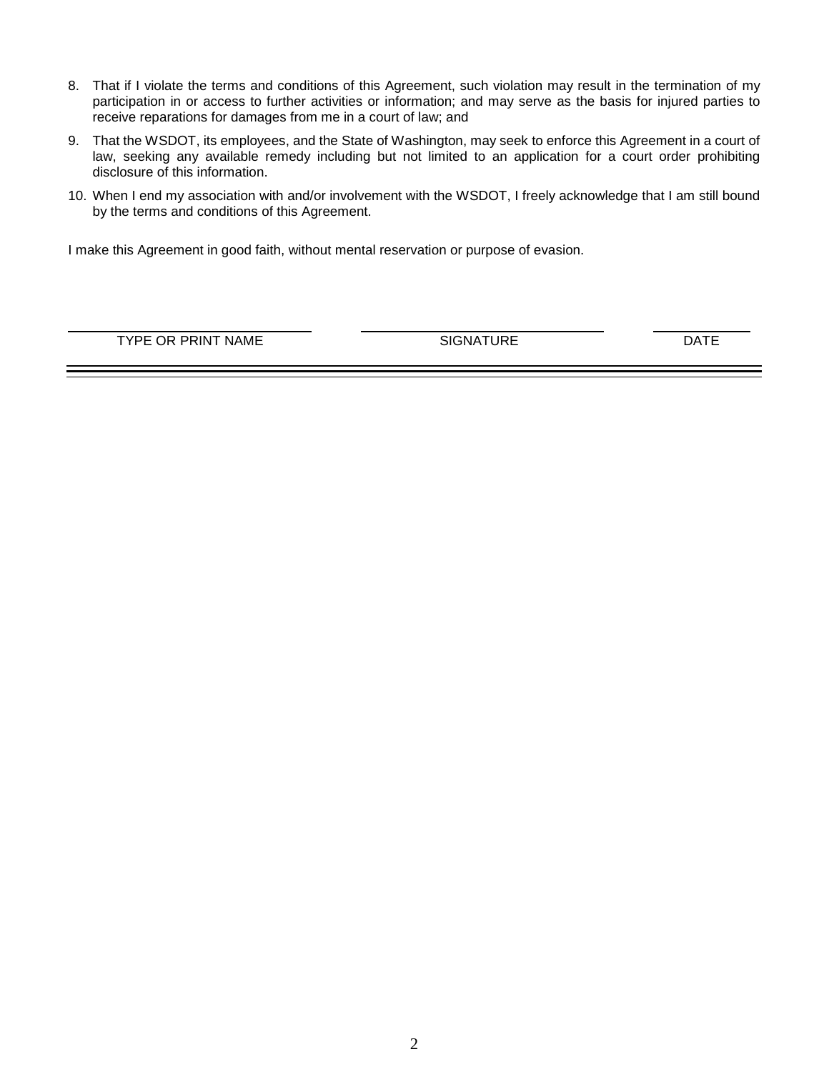8. That if I violate the terms and conditions of this Agreement, such violation may result in the termination of my participation in or access to further activities or information; and may serve as the basis for injured parties to receive reparations for damages from me in a court of law; and

9. That the WSDOT, its employees, and the State of Washington, may seek to enforce this Agreement in a court of law, seeking any available remedy including but not limited to an application for a court order prohibiting disclosure of this information.

10. When I end my association with and/or involvement with the WSDOT, I freely acknowledge that I am still bound by the terms and conditions of this Agreement.

I make this Agreement in good faith, without mental reservation or purpose of evasion.

| | | |
|---|---|---|
| TYPE OR PRINT NAME | SIGNATURE | DATE |